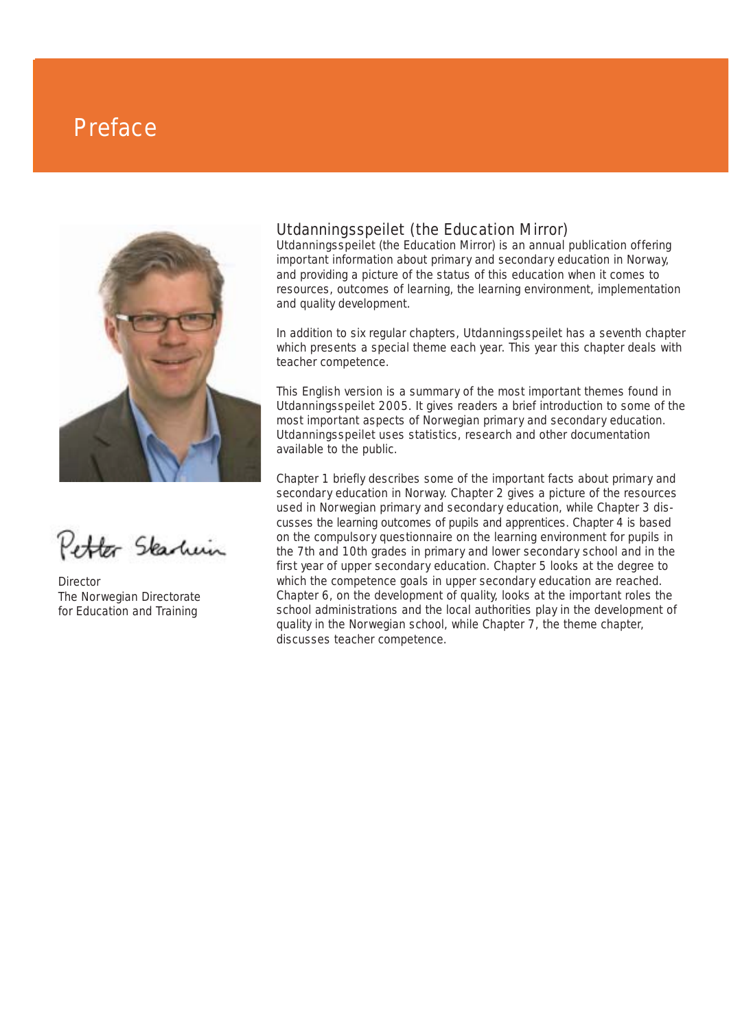# Preface

Petter Skarheim

Director
The Norwegian Directorate for Education and Training

## Utdanningsspeilet (the Education Mirror)

Utdanningsspeilet (the Education Mirror) is an annual publication offering important information about primary and secondary education in Norway, and providing a picture of the status of this education when it comes to resources, outcomes of learning, the learning environment, implementation and quality development.

In addition to six regular chapters, Utdanningsspeilet has a seventh chapter which presents a special theme each year. This year this chapter deals with teacher competence.

This English version is a summary of the most important themes found in Utdanningsspeilet 2005. It gives readers a brief introduction to some of the most important aspects of Norwegian primary and secondary education. Utdanningsspeilet uses statistics, research and other documentation available to the public.

Chapter 1 briefly describes some of the important facts about primary and secondary education in Norway. Chapter 2 gives a picture of the resources used in Norwegian primary and secondary education, while Chapter 3 discusses the learning outcomes of pupils and apprentices. Chapter 4 is based on the compulsory questionnaire on the learning environment for pupils in the 7th and 10th grades in primary and lower secondary school and in the first year of upper secondary education. Chapter 5 looks at the degree to which the competence goals in upper secondary education are reached. Chapter 6, on the development of quality, looks at the important roles the school administrations and the local authorities play in the development of quality in the Norwegian school, while Chapter 7, the theme chapter, discusses teacher competence.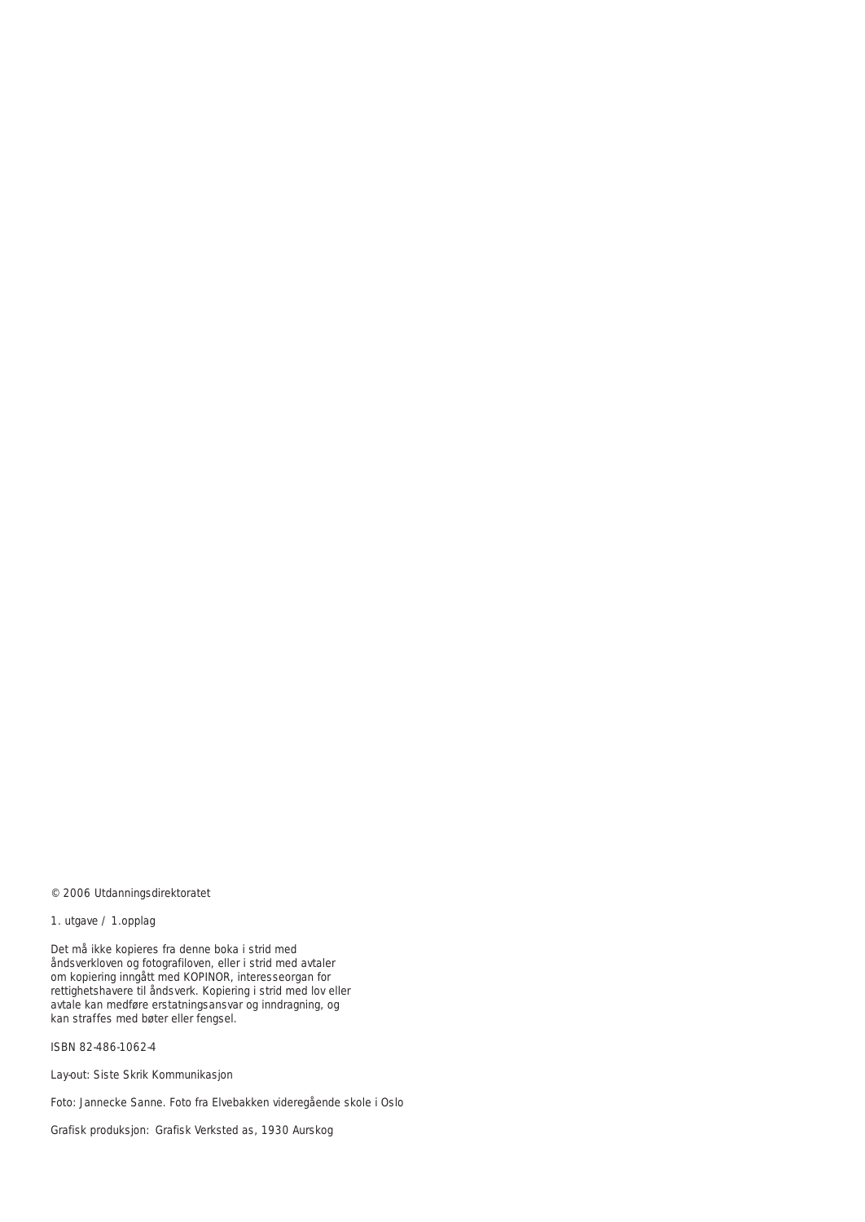© 2006 Utdanningsdirektoratet

1. utgave / 1.opplag

Det må ikke kopieres fra denne boka i strid med åndsverkloven og fotografiloven, eller i strid med avtaler om kopiering inngått med KOPINOR, interesseorgan for rettighetshavere til åndsverk. Kopiering i strid med lov eller avtale kan medføre erstatningsansvar og inndragning, og kan straffes med bøter eller fengsel.

ISBN 82-486-1062-4

Lay-out: Siste Skrik Kommunikasjon

Foto: Jannecke Sanne. Foto fra Elvebakken videregående skole i Oslo

Grafisk produksjon: Grafisk Verksted as, 1930 Aurskog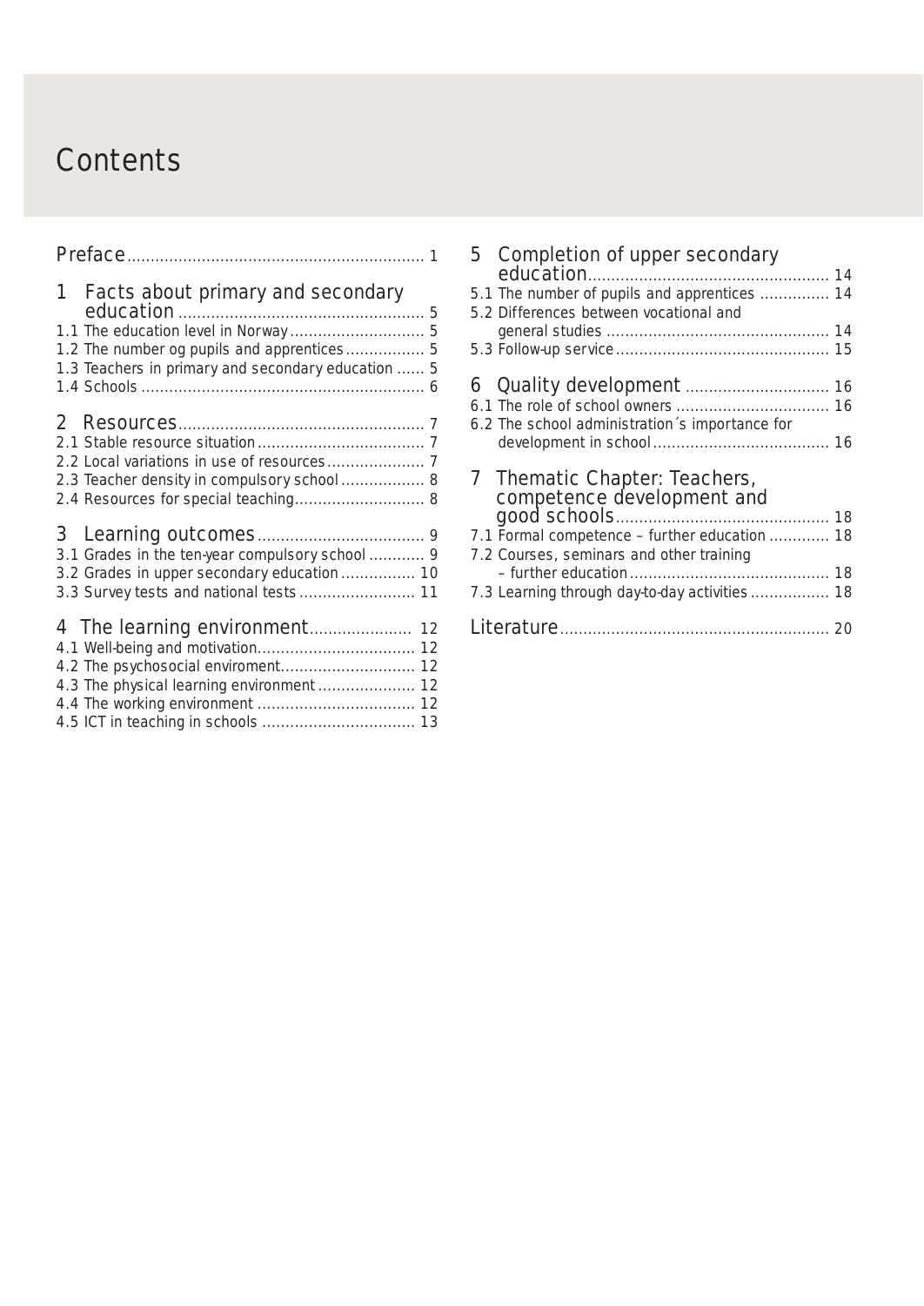# Contents

Preface ... 1

1 Facts about primary and secondary education ... 5
- 1.1 The education level in Norway ... 5
- 1.2 The number og pupils and apprentices ... 5
- 1.3 Teachers in primary and secondary education ... 5
- 1.4 Schools ... 6

2 Resources ... 7
- 2.1 Stable resource situation ... 7
- 2.2 Local variations in use of resources ... 7
- 2.3 Teacher density in compulsory school ... 8
- 2.4 Resources for special teaching ... 8

3 Learning outcomes ... 9
- 3.1 Grades in the ten-year compulsory school ... 9
- 3.2 Grades in upper secondary education ... 10
- 3.3 Survey tests and national tests ... 11

4 The learning environment ... 12
- 4.1 Well-being and motivation ... 12
- 4.2 The psychosocial enviroment ... 12
- 4.3 The physical learning environment ... 12
- 4.4 The working environment ... 12
- 4.5 ICT in teaching in schools ... 13

5 Completion of upper secondary education ... 14
- 5.1 The number of pupils and apprentices ... 14
- 5.2 Differences between vocational and general studies ... 14
- 5.3 Follow-up service ... 15

6 Quality development ... 16
- 6.1 The role of school owners ... 16
- 6.2 The school administration´s importance for development in school ... 16

7 Thematic Chapter: Teachers, competence development and good schools ... 18
- 7.1 Formal competence – further education ... 18
- 7.2 Courses, seminars and other training – further education ... 18
- 7.3 Learning through day-to-day activities ... 18

Literature ... 20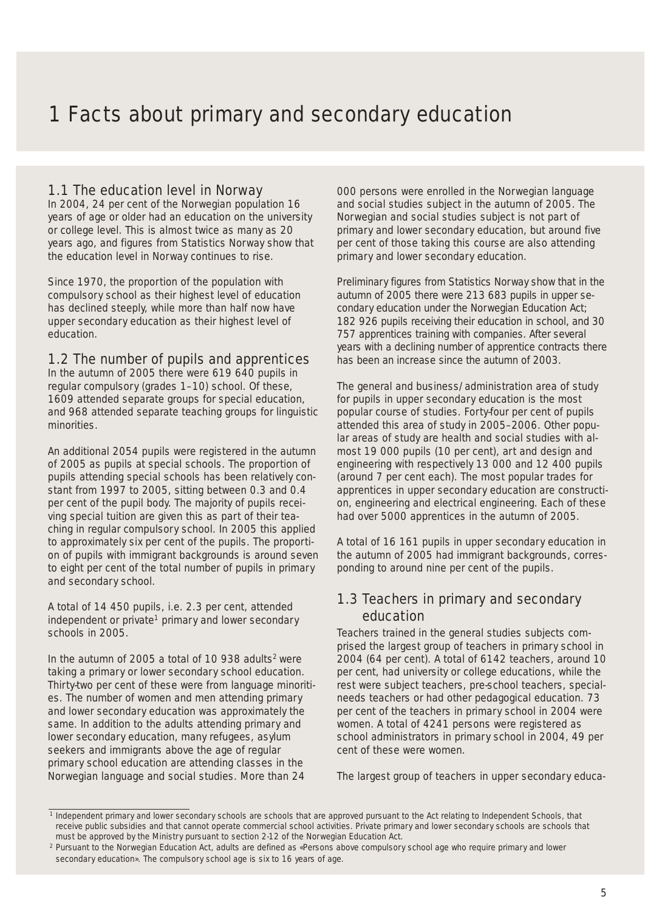# 1 Facts about primary and secondary education

## 1.1 The education level in Norway

In 2004, 24 per cent of the Norwegian population 16 years of age or older had an education on the university or college level. This is almost twice as many as 20 years ago, and figures from Statistics Norway show that the education level in Norway continues to rise.

Since 1970, the proportion of the population with compulsory school as their highest level of education has declined steeply, while more than half now have upper secondary education as their highest level of education.

## 1.2 The number of pupils and apprentices

In the autumn of 2005 there were 619 640 pupils in regular compulsory (grades 1–10) school. Of these, 1609 attended separate groups for special education, and 968 attended separate teaching groups for linguistic minorities.

An additional 2054 pupils were registered in the autumn of 2005 as pupils at special schools. The proportion of pupils attending special schools has been relatively constant from 1997 to 2005, sitting between 0.3 and 0.4 per cent of the pupil body. The majority of pupils receiving special tuition are given this as part of their teaching in regular compulsory school. In 2005 this applied to approximately six per cent of the pupils. The proportion of pupils with immigrant backgrounds is around seven to eight per cent of the total number of pupils in primary and secondary school.

A total of 14 450 pupils, i.e. 2.3 per cent, attended independent or private[1] primary and lower secondary schools in 2005.

In the autumn of 2005 a total of 10 938 adults[2] were taking a primary or lower secondary school education. Thirty-two per cent of these were from language minorities. The number of women and men attending primary and lower secondary education was approximately the same. In addition to the adults attending primary and lower secondary education, many refugees, asylum seekers and immigrants above the age of regular primary school education are attending classes in the Norwegian language and social studies. More than 24 000 persons were enrolled in the Norwegian language and social studies subject in the autumn of 2005. The Norwegian and social studies subject is not part of primary and lower secondary education, but around five per cent of those taking this course are also attending primary and lower secondary education.

Preliminary figures from Statistics Norway show that in the autumn of 2005 there were 213 683 pupils in upper secondary education under the Norwegian Education Act; 182 926 pupils receiving their education in school, and 30 757 apprentices training with companies. After several years with a declining number of apprentice contracts there has been an increase since the autumn of 2003.

The general and business/administration area of study for pupils in upper secondary education is the most popular course of studies. Forty-four per cent of pupils attended this area of study in 2005–2006. Other popular areas of study are health and social studies with almost 19 000 pupils (10 per cent), art and design and engineering with respectively 13 000 and 12 400 pupils (around 7 per cent each). The most popular trades for apprentices in upper secondary education are construction, engineering and electrical engineering. Each of these had over 5000 apprentices in the autumn of 2005.

A total of 16 161 pupils in upper secondary education in the autumn of 2005 had immigrant backgrounds, corresponding to around nine per cent of the pupils.

## 1.3 Teachers in primary and secondary education

Teachers trained in the general studies subjects comprised the largest group of teachers in primary school in 2004 (64 per cent). A total of 6142 teachers, around 10 per cent, had university or college educations, while the rest were subject teachers, pre-school teachers, special-needs teachers or had other pedagogical education. 73 per cent of the teachers in primary school in 2004 were women. A total of 4241 persons were registered as school administrators in primary school in 2004, 49 per cent of these were women.

The largest group of teachers in upper secondary educa-

---

[1] Independent primary and lower secondary schools are schools that are approved pursuant to the Act relating to Independent Schools, that receive public subsidies and that cannot operate commercial school activities. Private primary and lower secondary schools are schools that must be approved by the Ministry pursuant to section 2-12 of the Norwegian Education Act.

[2] Pursuant to the Norwegian Education Act, adults are defined as «Persons above compulsory school age who require primary and lower secondary education». The compulsory school age is six to 16 years of age.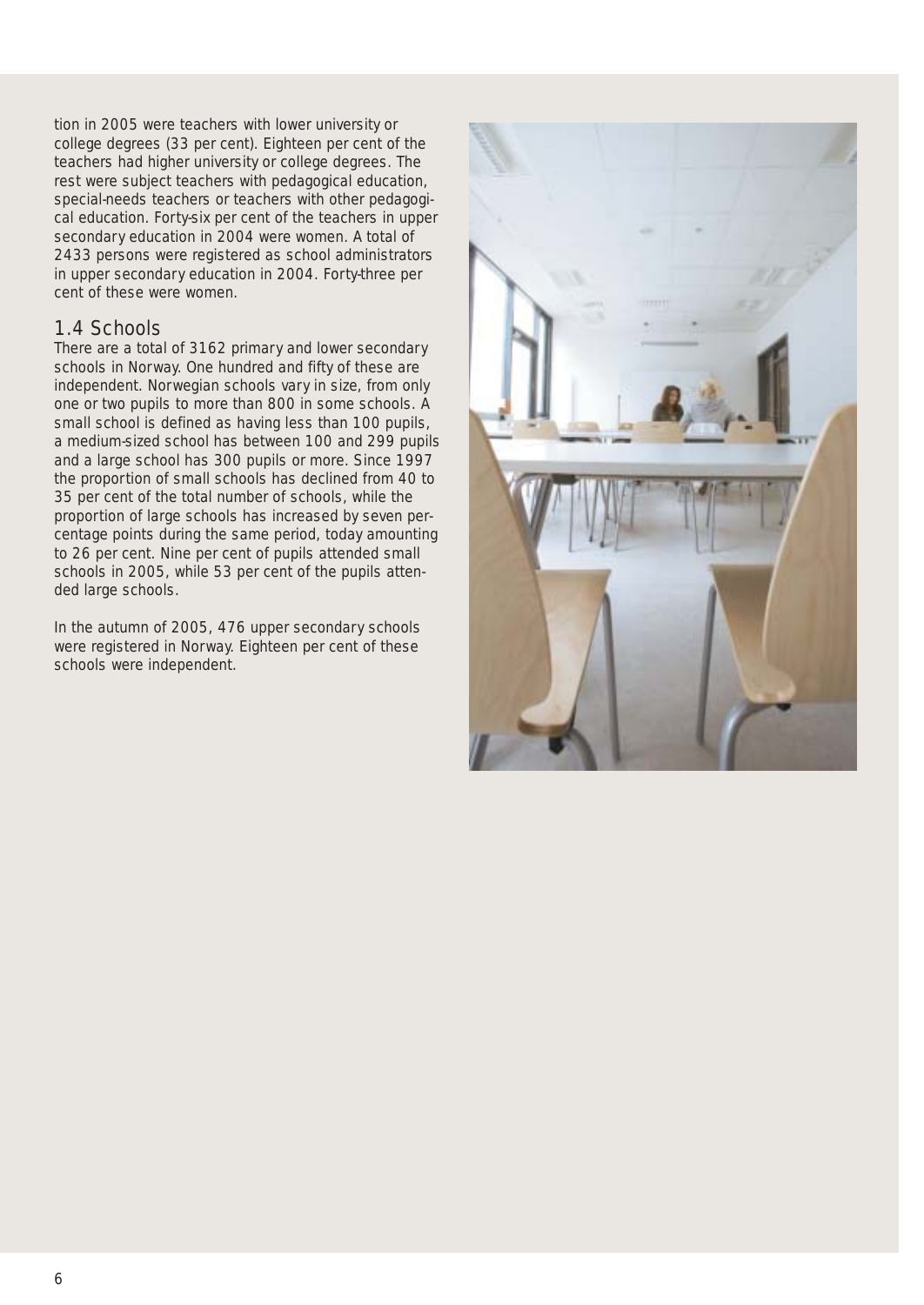tion in 2005 were teachers with lower university or college degrees (33 per cent). Eighteen per cent of the teachers had higher university or college degrees. The rest were subject teachers with pedagogical education, special-needs teachers or teachers with other pedagogical education. Forty-six per cent of the teachers in upper secondary education in 2004 were women. A total of 2433 persons were registered as school administrators in upper secondary education in 2004. Forty-three per cent of these were women.

## 1.4 Schools

There are a total of 3162 primary and lower secondary schools in Norway. One hundred and fifty of these are independent. Norwegian schools vary in size, from only one or two pupils to more than 800 in some schools. A small school is defined as having less than 100 pupils, a medium-sized school has between 100 and 299 pupils and a large school has 300 pupils or more. Since 1997 the proportion of small schools has declined from 40 to 35 per cent of the total number of schools, while the proportion of large schools has increased by seven percentage points during the same period, today amounting to 26 per cent. Nine per cent of pupils attended small schools in 2005, while 53 per cent of the pupils attended large schools.

In the autumn of 2005, 476 upper secondary schools were registered in Norway. Eighteen per cent of these schools were independent.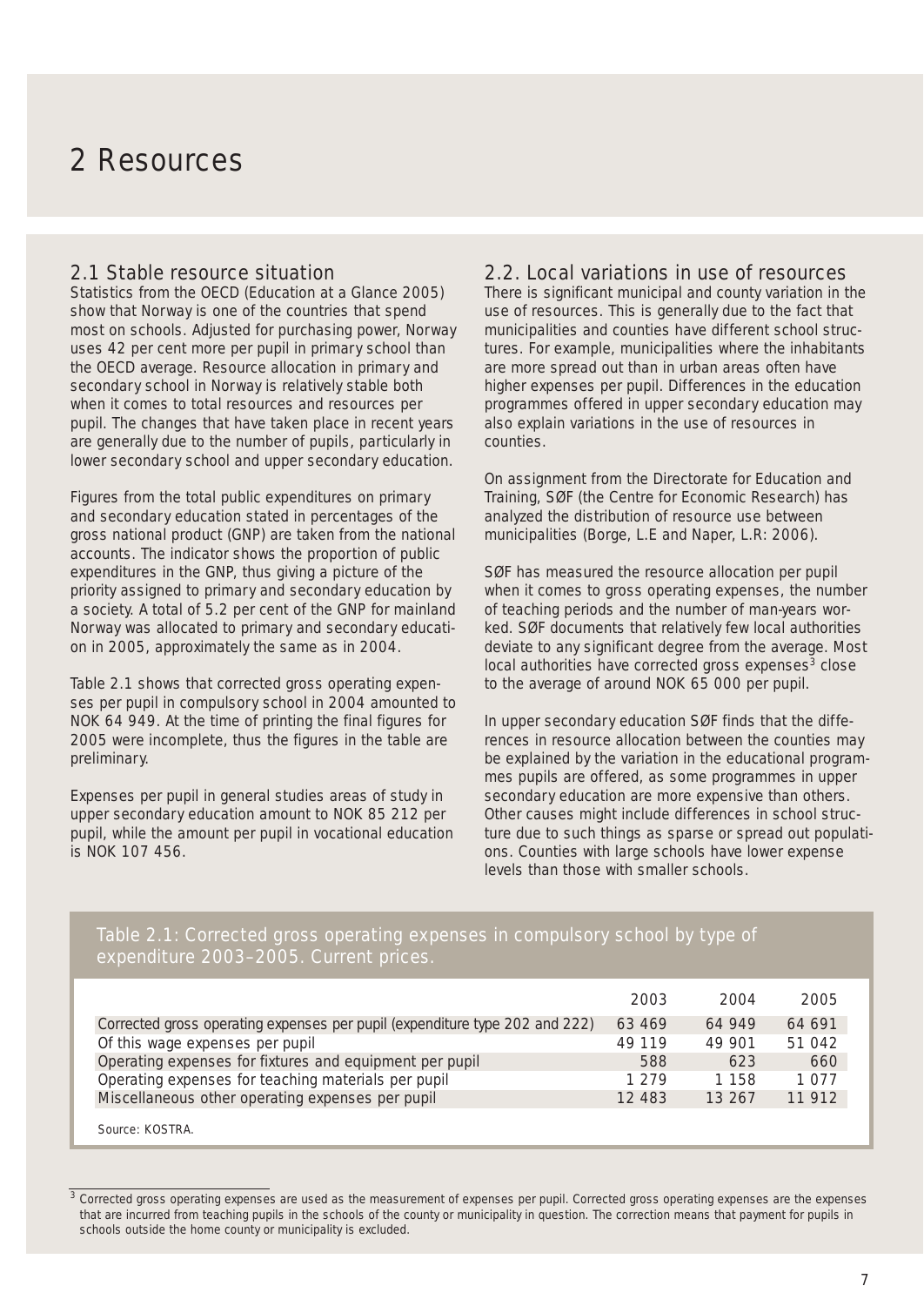# 2 Resources

## 2.1 Stable resource situation

Statistics from the OECD (Education at a Glance 2005) show that Norway is one of the countries that spend most on schools. Adjusted for purchasing power, Norway uses 42 per cent more per pupil in primary school than the OECD average. Resource allocation in primary and secondary school in Norway is relatively stable both when it comes to total resources and resources per pupil. The changes that have taken place in recent years are generally due to the number of pupils, particularly in lower secondary school and upper secondary education.

Figures from the total public expenditures on primary and secondary education stated in percentages of the gross national product (GNP) are taken from the national accounts. The indicator shows the proportion of public expenditures in the GNP, thus giving a picture of the priority assigned to primary and secondary education by a society. A total of 5.2 per cent of the GNP for mainland Norway was allocated to primary and secondary education in 2005, approximately the same as in 2004.

Table 2.1 shows that corrected gross operating expenses per pupil in compulsory school in 2004 amounted to NOK 64 949. At the time of printing the final figures for 2005 were incomplete, thus the figures in the table are preliminary.

Expenses per pupil in general studies areas of study in upper secondary education amount to NOK 85 212 per pupil, while the amount per pupil in vocational education is NOK 107 456.

## 2.2. Local variations in use of resources

There is significant municipal and county variation in the use of resources. This is generally due to the fact that municipalities and counties have different school structures. For example, municipalities where the inhabitants are more spread out than in urban areas often have higher expenses per pupil. Differences in the education programmes offered in upper secondary education may also explain variations in the use of resources in counties.

On assignment from the Directorate for Education and Training, SØF (the Centre for Economic Research) has analyzed the distribution of resource use between municipalities (Borge, L.E and Naper, L.R: 2006).

SØF has measured the resource allocation per pupil when it comes to gross operating expenses, the number of teaching periods and the number of man-years worked. SØF documents that relatively few local authorities deviate to any significant degree from the average. Most local authorities have corrected gross expenses[3] close to the average of around NOK 65 000 per pupil.

In upper secondary education SØF finds that the differences in resource allocation between the counties may be explained by the variation in the educational programmes pupils are offered, as some programmes in upper secondary education are more expensive than others. Other causes might include differences in school structure due to such things as sparse or spread out populations. Counties with large schools have lower expense levels than those with smaller schools.

**Table 2.1: Corrected gross operating expenses in compulsory school by type of expenditure 2003–2005. Current prices.**

| | 2003 | 2004 | 2005 |
|---|---|---|---|
| Corrected gross operating expenses per pupil (expenditure type 202 and 222) | 63 469 | 64 949 | 64 691 |
| Of this wage expenses per pupil | 49 119 | 49 901 | 51 042 |
| Operating expenses for fixtures and equipment per pupil | 588 | 623 | 660 |
| Operating expenses for teaching materials per pupil | 1 279 | 1 158 | 1 077 |
| Miscellaneous other operating expenses per pupil | 12 483 | 13 267 | 11 912 |

Source: KOSTRA.

[3] Corrected gross operating expenses are used as the measurement of expenses per pupil. Corrected gross operating expenses are the expenses that are incurred from teaching pupils in the schools of the county or municipality in question. The correction means that payment for pupils in schools outside the home county or municipality is excluded.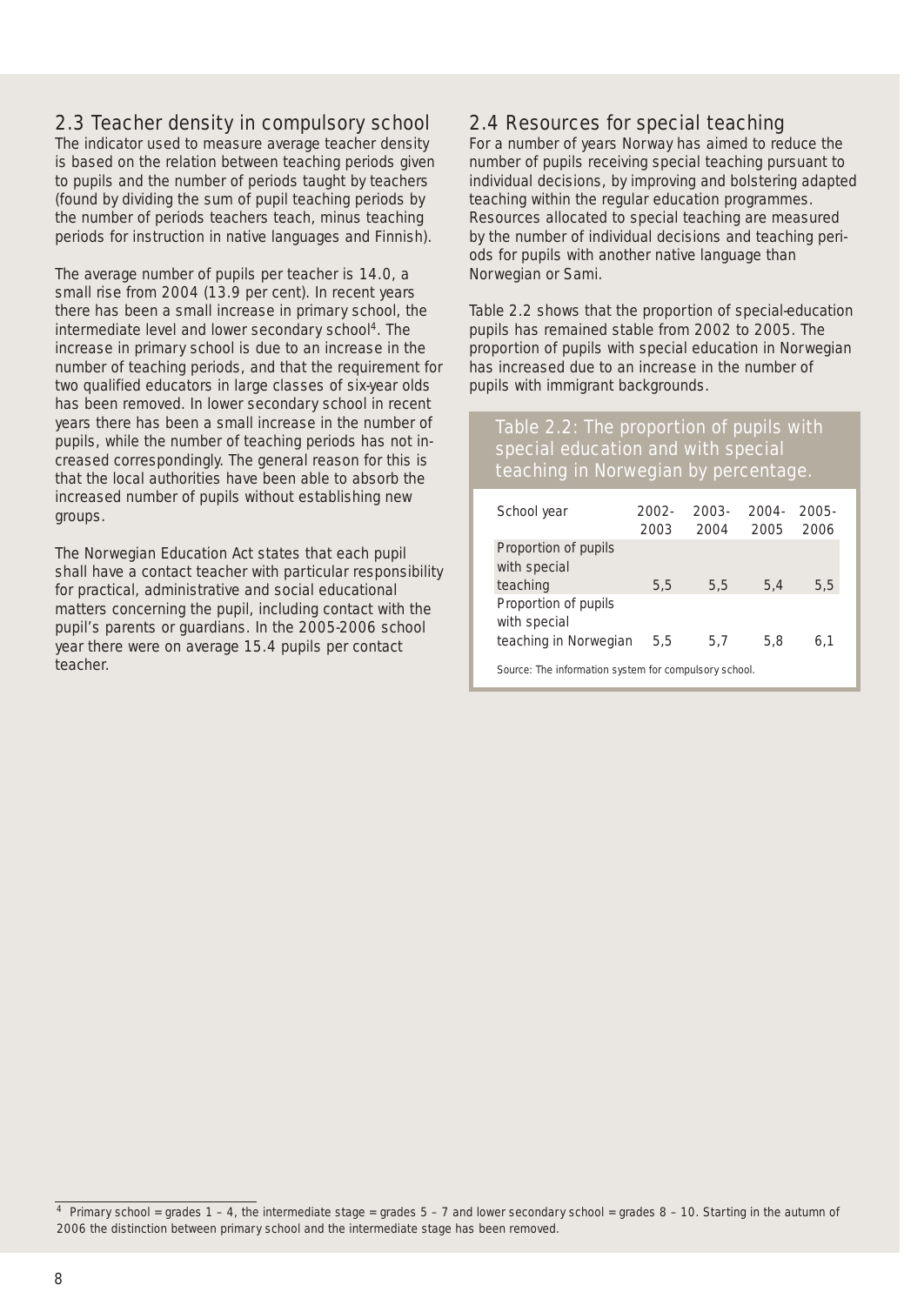## 2.3 Teacher density in compulsory school

The indicator used to measure average teacher density is based on the relation between teaching periods given to pupils and the number of periods taught by teachers (found by dividing the sum of pupil teaching periods by the number of periods teachers teach, minus teaching periods for instruction in native languages and Finnish).

The average number of pupils per teacher is 14.0, a small rise from 2004 (13.9 per cent). In recent years there has been a small increase in primary school, the intermediate level and lower secondary school[4]. The increase in primary school is due to an increase in the number of teaching periods, and that the requirement for two qualified educators in large classes of six-year olds has been removed. In lower secondary school in recent years there has been a small increase in the number of pupils, while the number of teaching periods has not increased correspondingly. The general reason for this is that the local authorities have been able to absorb the increased number of pupils without establishing new groups.

The Norwegian Education Act states that each pupil shall have a contact teacher with particular responsibility for practical, administrative and social educational matters concerning the pupil, including contact with the pupil's parents or guardians. In the 2005-2006 school year there were on average 15.4 pupils per contact teacher.

## 2.4 Resources for special teaching

For a number of years Norway has aimed to reduce the number of pupils receiving special teaching pursuant to individual decisions, by improving and bolstering adapted teaching within the regular education programmes. Resources allocated to special teaching are measured by the number of individual decisions and teaching periods for pupils with another native language than Norwegian or Sami.

Table 2.2 shows that the proportion of special-education pupils has remained stable from 2002 to 2005. The proportion of pupils with special education in Norwegian has increased due to an increase in the number of pupils with immigrant backgrounds.

**Table 2.2: The proportion of pupils with special education and with special teaching in Norwegian by percentage.**

| School year | 2002-2003 | 2003-2004 | 2004-2005 | 2005-2006 |
|---|---|---|---|---|
| Proportion of pupils with special teaching | 5,5 | 5,5 | 5,4 | 5,5 |
| Proportion of pupils with special teaching in Norwegian | 5,5 | 5,7 | 5,8 | 6,1 |

Source: The information system for compulsory school.

---

[4] Primary school = grades 1 – 4, the intermediate stage = grades 5 – 7 and lower secondary school = grades 8 – 10. Starting in the autumn of 2006 the distinction between primary school and the intermediate stage has been removed.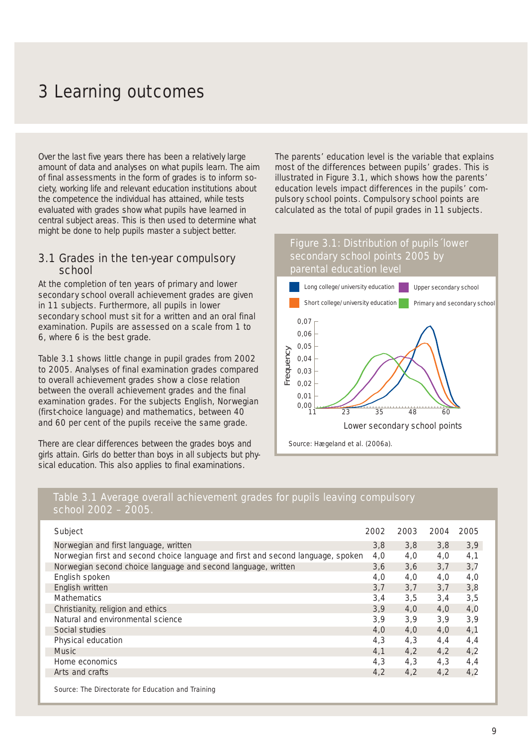# 3 Learning outcomes

Over the last five years there has been a relatively large amount of data and analyses on what pupils learn. The aim of final assessments in the form of grades is to inform society, working life and relevant education institutions about the competence the individual has attained, while tests evaluated with grades show what pupils have learned in central subject areas. This is then used to determine what might be done to help pupils master a subject better.

## 3.1 Grades in the ten-year compulsory school

At the completion of ten years of primary and lower secondary school overall achievement grades are given in 11 subjects. Furthermore, all pupils in lower secondary school must sit for a written and an oral final examination. Pupils are assessed on a scale from 1 to 6, where 6 is the best grade.

Table 3.1 shows little change in pupil grades from 2002 to 2005. Analyses of final examination grades compared to overall achievement grades show a close relation between the overall achievement grades and the final examination grades. For the subjects English, Norwegian (first-choice language) and mathematics, between 40 and 60 per cent of the pupils receive the same grade.

There are clear differences between the grades boys and girls attain. Girls do better than boys in all subjects but physical education. This also applies to final examinations.

The parents' education level is the variable that explains most of the differences between pupils' grades. This is illustrated in Figure 3.1, which shows how the parents' education levels impact differences in the pupils' compulsory school points. Compulsory school points are calculated as the total of pupil grades in 11 subjects.

Figure 3.1: Distribution of pupils´lower secondary school points 2005 by parental education level

Legend: Long college/university education; Upper secondary school; Short college/university education; Primary and secondary school

Frequency (0,00–0,07) vs. Lower secondary school points (11, 23, 35, 48, 60)

Source: Hægeland et al. (2006a).

Table 3.1 Average overall achievement grades for pupils leaving compulsory school 2002 – 2005.

| Subject | 2002 | 2003 | 2004 | 2005 |
|---|---|---|---|---|
| Norwegian and first language, written | 3,8 | 3,8 | 3,8 | 3,9 |
| Norwegian first and second choice language and first and second language, spoken | 4,0 | 4,0 | 4,0 | 4,1 |
| Norwegian second choice language and second language, written | 3,6 | 3,6 | 3,7 | 3,7 |
| English spoken | 4,0 | 4,0 | 4,0 | 4,0 |
| English written | 3,7 | 3,7 | 3,7 | 3,8 |
| Mathematics | 3,4 | 3,5 | 3,4 | 3,5 |
| Christianity, religion and ethics | 3,9 | 4,0 | 4,0 | 4,0 |
| Natural and environmental science | 3,9 | 3,9 | 3,9 | 3,9 |
| Social studies | 4,0 | 4,0 | 4,0 | 4,1 |
| Physical education | 4,3 | 4,3 | 4,4 | 4,4 |
| Music | 4,1 | 4,2 | 4,2 | 4,2 |
| Home economics | 4,3 | 4,3 | 4,3 | 4,4 |
| Arts and crafts | 4,2 | 4,2 | 4,2 | 4,2 |

Source: The Directorate for Education and Training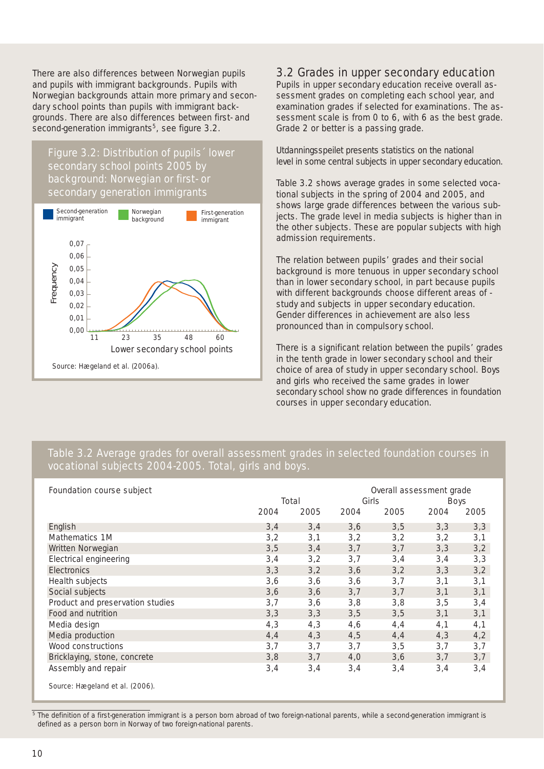There are also differences between Norwegian pupils and pupils with immigrant backgrounds. Pupils with Norwegian backgrounds attain more primary and secondary school points than pupils with immigrant backgrounds. There are also differences between first- and second-generation immigrants[5], see figure 3.2.

Figure 3.2: Distribution of pupils´ lower secondary school points 2005 by background: Norwegian or first- or secondary generation immigrants

Source: Hægeland et al. (2006a).

## 3.2 Grades in upper secondary education

Pupils in upper secondary education receive overall assessment grades on completing each school year, and examination grades if selected for examinations. The assessment scale is from 0 to 6, with 6 as the best grade. Grade 2 or better is a passing grade.

Utdanningsspeilet presents statistics on the national level in some central subjects in upper secondary education.

Table 3.2 shows average grades in some selected vocational subjects in the spring of 2004 and 2005, and shows large grade differences between the various subjects. The grade level in media subjects is higher than in the other subjects. These are popular subjects with high admission requirements.

The relation between pupils' grades and their social background is more tenuous in upper secondary school than in lower secondary school, in part because pupils with different backgrounds choose different areas of -study and subjects in upper secondary education. Gender differences in achievement are also less pronounced than in compulsory school.

There is a significant relation between the pupils' grades in the tenth grade in lower secondary school and their choice of area of study in upper secondary school. Boys and girls who received the same grades in lower secondary school show no grade differences in foundation courses in upper secondary education.

Table 3.2 Average grades for overall assessment grades in selected foundation courses in vocational subjects 2004-2005. Total, girls and boys.

| Foundation course subject | Overall assessment grade | | | | | |
|---|---|---|---|---|---|---|
| | Total | | Girls | | Boys | |
| | 2004 | 2005 | 2004 | 2005 | 2004 | 2005 |
| English | 3,4 | 3,4 | 3,6 | 3,5 | 3,3 | 3,3 |
| Mathematics 1M | 3,2 | 3,1 | 3,2 | 3,2 | 3,2 | 3,1 |
| Written Norwegian | 3,5 | 3,4 | 3,7 | 3,7 | 3,3 | 3,2 |
| Electrical engineering | 3,4 | 3,2 | 3,7 | 3,4 | 3,4 | 3,3 |
| Electronics | 3,3 | 3,2 | 3,6 | 3,2 | 3,3 | 3,2 |
| Health subjects | 3,6 | 3,6 | 3,6 | 3,7 | 3,1 | 3,1 |
| Social subjects | 3,6 | 3,6 | 3,7 | 3,7 | 3,1 | 3,1 |
| Product and preservation studies | 3,7 | 3,6 | 3,8 | 3,8 | 3,5 | 3,4 |
| Food and nutrition | 3,3 | 3,3 | 3,5 | 3,5 | 3,1 | 3,1 |
| Media design | 4,3 | 4,3 | 4,6 | 4,4 | 4,1 | 4,1 |
| Media production | 4,4 | 4,3 | 4,5 | 4,4 | 4,3 | 4,2 |
| Wood constructions | 3,7 | 3,7 | 3,7 | 3,5 | 3,7 | 3,7 |
| Bricklaying, stone, concrete | 3,8 | 3,7 | 4,0 | 3,6 | 3,7 | 3,7 |
| Assembly and repair | 3,4 | 3,4 | 3,4 | 3,4 | 3,4 | 3,4 |

Source: Hægeland et al. (2006).

[5] The definition of a first-generation immigrant is a person born abroad of two foreign-national parents, while a second-generation immigrant is defined as a person born in Norway of two foreign-national parents.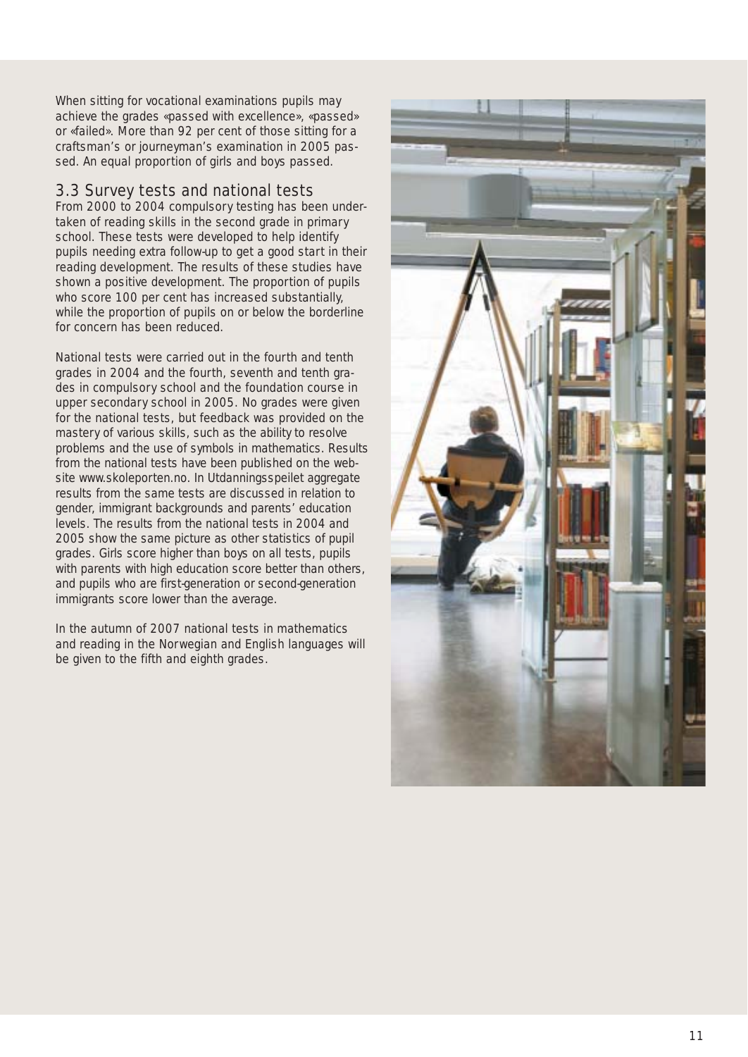When sitting for vocational examinations pupils may achieve the grades «passed with excellence», «passed» or «failed». More than 92 per cent of those sitting for a craftsman's or journeyman's examination in 2005 passed. An equal proportion of girls and boys passed.

## 3.3 Survey tests and national tests

From 2000 to 2004 compulsory testing has been undertaken of reading skills in the second grade in primary school. These tests were developed to help identify pupils needing extra follow-up to get a good start in their reading development. The results of these studies have shown a positive development. The proportion of pupils who score 100 per cent has increased substantially, while the proportion of pupils on or below the borderline for concern has been reduced.

National tests were carried out in the fourth and tenth grades in 2004 and the fourth, seventh and tenth grades in compulsory school and the foundation course in upper secondary school in 2005. No grades were given for the national tests, but feedback was provided on the mastery of various skills, such as the ability to resolve problems and the use of symbols in mathematics. Results from the national tests have been published on the website www.skoleporten.no. In Utdanningsspeilet aggregate results from the same tests are discussed in relation to gender, immigrant backgrounds and parents' education levels. The results from the national tests in 2004 and 2005 show the same picture as other statistics of pupil grades. Girls score higher than boys on all tests, pupils with parents with high education score better than others, and pupils who are first-generation or second-generation immigrants score lower than the average.

In the autumn of 2007 national tests in mathematics and reading in the Norwegian and English languages will be given to the fifth and eighth grades.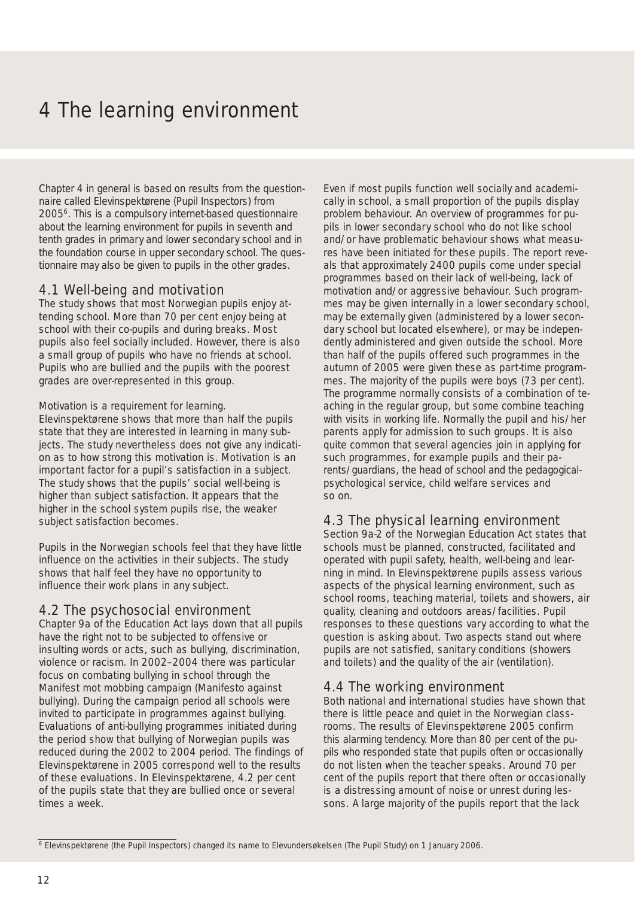# 4 The learning environment

Chapter 4 in general is based on results from the questionnaire called Elevinspektørene (Pupil Inspectors) from 2005[6]. This is a compulsory internet-based questionnaire about the learning environment for pupils in seventh and tenth grades in primary and lower secondary school and in the foundation course in upper secondary school. The questionnaire may also be given to pupils in the other grades.

## 4.1 Well-being and motivation

The study shows that most Norwegian pupils enjoy attending school. More than 70 per cent enjoy being at school with their co-pupils and during breaks. Most pupils also feel socially included. However, there is also a small group of pupils who have no friends at school. Pupils who are bullied and the pupils with the poorest grades are over-represented in this group.

Motivation is a requirement for learning. Elevinspektørene shows that more than half the pupils state that they are interested in learning in many subjects. The study nevertheless does not give any indication as to how strong this motivation is. Motivation is an important factor for a pupil's satisfaction in a subject. The study shows that the pupils' social well-being is higher than subject satisfaction. It appears that the higher in the school system pupils rise, the weaker subject satisfaction becomes.

Pupils in the Norwegian schools feel that they have little influence on the activities in their subjects. The study shows that half feel they have no opportunity to influence their work plans in any subject.

## 4.2 The psychosocial environment

Chapter 9a of the Education Act lays down that all pupils have the right not to be subjected to offensive or insulting words or acts, such as bullying, discrimination, violence or racism. In 2002–2004 there was particular focus on combating bullying in school through the Manifest mot mobbing campaign (Manifesto against bullying). During the campaign period all schools were invited to participate in programmes against bullying. Evaluations of anti-bullying programmes initiated during the period show that bullying of Norwegian pupils was reduced during the 2002 to 2004 period. The findings of Elevinspektørene in 2005 correspond well to the results of these evaluations. In Elevinspektørene, 4.2 per cent of the pupils state that they are bullied once or several times a week.

Even if most pupils function well socially and academically in school, a small proportion of the pupils display problem behaviour. An overview of programmes for pupils in lower secondary school who do not like school and/or have problematic behaviour shows what measures have been initiated for these pupils. The report reveals that approximately 2400 pupils come under special programmes based on their lack of well-being, lack of motivation and/or aggressive behaviour. Such programmes may be given internally in a lower secondary school, may be externally given (administered by a lower secondary school but located elsewhere), or may be independently administered and given outside the school. More than half of the pupils offered such programmes in the autumn of 2005 were given these as part-time programmes. The majority of the pupils were boys (73 per cent). The programme normally consists of a combination of teaching in the regular group, but some combine teaching with visits in working life. Normally the pupil and his/her parents apply for admission to such groups. It is also quite common that several agencies join in applying for such programmes, for example pupils and their parents/guardians, the head of school and the pedagogical-psychological service, child welfare services and so on.

## 4.3 The physical learning environment

Section 9a-2 of the Norwegian Education Act states that schools must be planned, constructed, facilitated and operated with pupil safety, health, well-being and learning in mind. In Elevinspektørene pupils assess various aspects of the physical learning environment, such as school rooms, teaching material, toilets and showers, air quality, cleaning and outdoors areas/facilities. Pupil responses to these questions vary according to what the question is asking about. Two aspects stand out where pupils are not satisfied, sanitary conditions (showers and toilets) and the quality of the air (ventilation).

## 4.4 The working environment

Both national and international studies have shown that there is little peace and quiet in the Norwegian classrooms. The results of Elevinspektørene 2005 confirm this alarming tendency. More than 80 per cent of the pupils who responded state that pupils often or occasionally do not listen when the teacher speaks. Around 70 per cent of the pupils report that there often or occasionally is a distressing amount of noise or unrest during lessons. A large majority of the pupils report that the lack

[6] Elevinspektørene (the Pupil Inspectors) changed its name to Elevundersøkelsen (The Pupil Study) on 1 January 2006.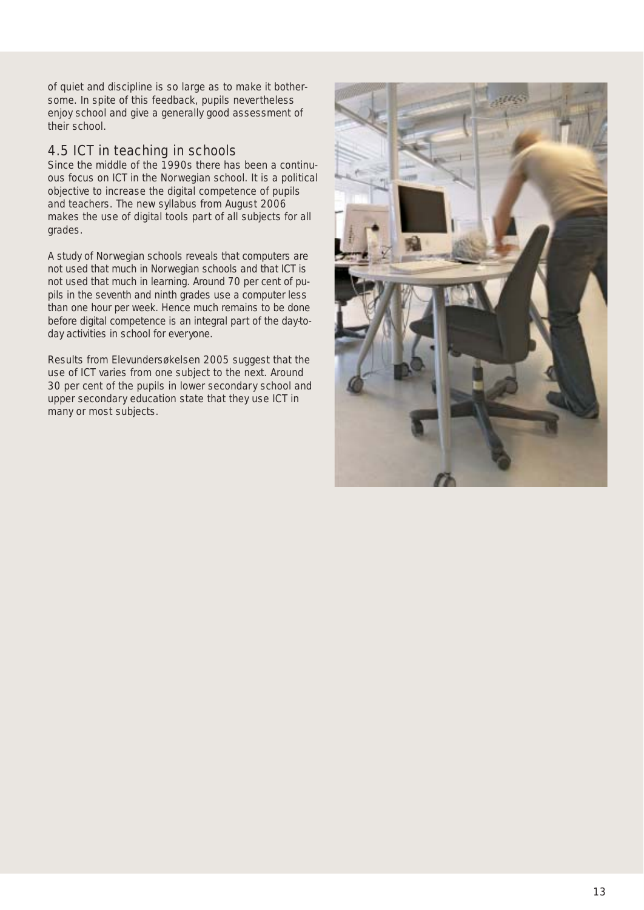of quiet and discipline is so large as to make it bothersome. In spite of this feedback, pupils nevertheless enjoy school and give a generally good assessment of their school.

## 4.5 ICT in teaching in schools

Since the middle of the 1990s there has been a continuous focus on ICT in the Norwegian school. It is a political objective to increase the digital competence of pupils and teachers. The new syllabus from August 2006 makes the use of digital tools part of all subjects for all grades.

A study of Norwegian schools reveals that computers are not used that much in Norwegian schools and that ICT is not used that much in learning. Around 70 per cent of pupils in the seventh and ninth grades use a computer less than one hour per week. Hence much remains to be done before digital competence is an integral part of the day-to-day activities in school for everyone.

Results from Elevundersøkelsen 2005 suggest that the use of ICT varies from one subject to the next. Around 30 per cent of the pupils in lower secondary school and upper secondary education state that they use ICT in many or most subjects.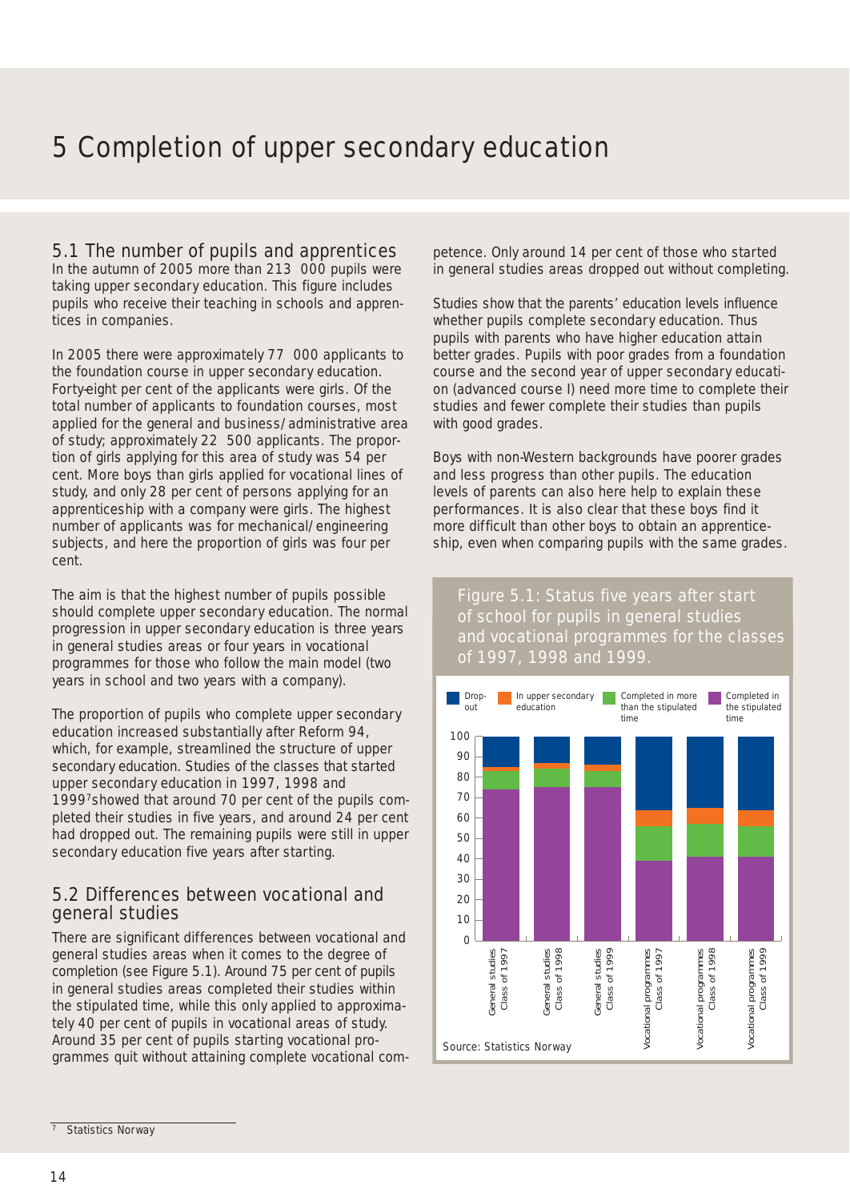# 5 Completion of upper secondary education

## 5.1 The number of pupils and apprentices

In the autumn of 2005 more than 213 000 pupils were taking upper secondary education. This figure includes pupils who receive their teaching in schools and apprentices in companies.

In 2005 there were approximately 77 000 applicants to the foundation course in upper secondary education. Forty-eight per cent of the applicants were girls. Of the total number of applicants to foundation courses, most applied for the general and business/administrative area of study; approximately 22 500 applicants. The proportion of girls applying for this area of study was 54 per cent. More boys than girls applied for vocational lines of study, and only 28 per cent of persons applying for an apprenticeship with a company were girls. The highest number of applicants was for mechanical/engineering subjects, and here the proportion of girls was four per cent.

The aim is that the highest number of pupils possible should complete upper secondary education. The normal progression in upper secondary education is three years in general studies areas or four years in vocational programmes for those who follow the main model (two years in school and two years with a company).

The proportion of pupils who complete upper secondary education increased substantially after Reform 94, which, for example, streamlined the structure of upper secondary education. Studies of the classes that started upper secondary education in 1997, 1998 and 1999[7] showed that around 70 per cent of the pupils completed their studies in five years, and around 24 per cent had dropped out. The remaining pupils were still in upper secondary education five years after starting.

## 5.2 Differences between vocational and general studies

There are significant differences between vocational and general studies areas when it comes to the degree of completion (see Figure 5.1). Around 75 per cent of pupils in general studies areas completed their studies within the stipulated time, while this only applied to approximately 40 per cent of pupils in vocational areas of study. Around 35 per cent of pupils starting vocational programmes quit without attaining complete vocational competence. Only around 14 per cent of those who started in general studies areas dropped out without completing.

Studies show that the parents' education levels influence whether pupils complete secondary education. Thus pupils with parents who have higher education attain better grades. Pupils with poor grades from a foundation course and the second year of upper secondary education (advanced course I) need more time to complete their studies and fewer complete their studies than pupils with good grades.

Boys with non-Western backgrounds have poorer grades and less progress than other pupils. The education levels of parents can also here help to explain these performances. It is also clear that these boys find it more difficult than other boys to obtain an apprenticeship, even when comparing pupils with the same grades.

**Figure 5.1: Status five years after start of school for pupils in general studies and vocational programmes for the classes of 1997, 1998 and 1999.**

Legend: Drop-out; In upper secondary education; Completed in more than the stipulated time; Completed in the stipulated time

Bars (0–100): General studies Class of 1997; General studies Class of 1998; General studies Class of 1999; Vocational programmes Class of 1997; Vocational programmes Class of 1998; Vocational programmes Class of 1999

Source: Statistics Norway

[7] Statistics Norway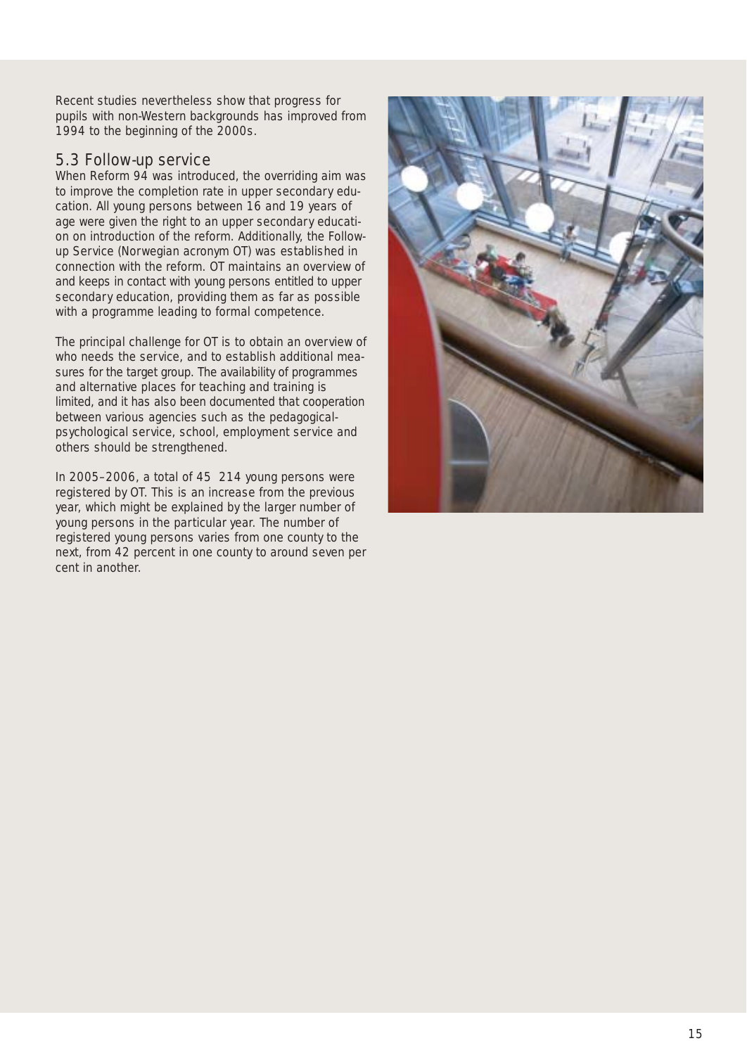Recent studies nevertheless show that progress for pupils with non-Western backgrounds has improved from 1994 to the beginning of the 2000s.

## 5.3 Follow-up service

When Reform 94 was introduced, the overriding aim was to improve the completion rate in upper secondary education. All young persons between 16 and 19 years of age were given the right to an upper secondary education on introduction of the reform. Additionally, the Follow-up Service (Norwegian acronym OT) was established in connection with the reform. OT maintains an overview of and keeps in contact with young persons entitled to upper secondary education, providing them as far as possible with a programme leading to formal competence.

The principal challenge for OT is to obtain an overview of who needs the service, and to establish additional measures for the target group. The availability of programmes and alternative places for teaching and training is limited, and it has also been documented that cooperation between various agencies such as the pedagogical-psychological service, school, employment service and others should be strengthened.

In 2005–2006, a total of 45 214 young persons were registered by OT. This is an increase from the previous year, which might be explained by the larger number of young persons in the particular year. The number of registered young persons varies from one county to the next, from 42 percent in one county to around seven per cent in another.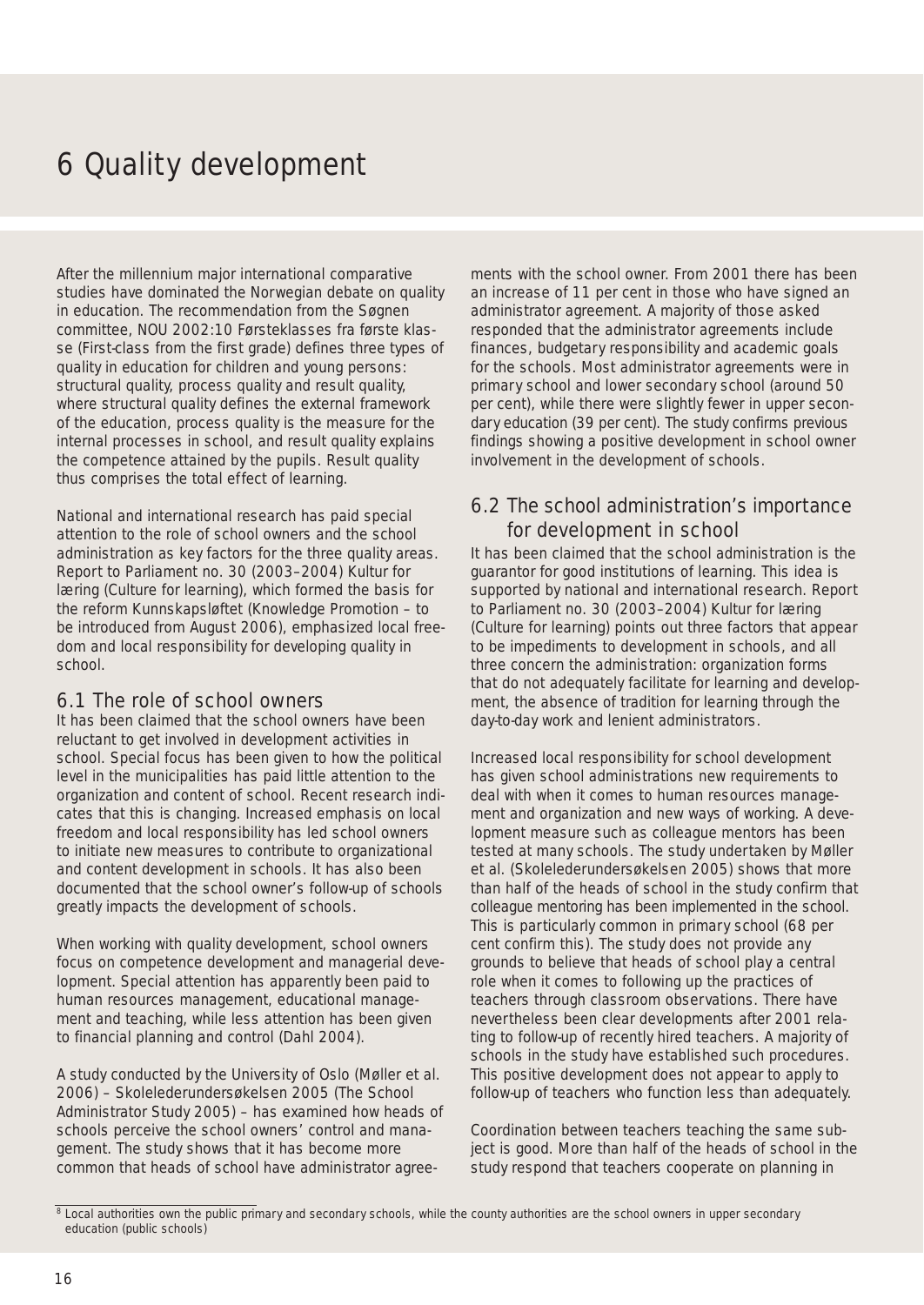# 6 Quality development

After the millennium major international comparative studies have dominated the Norwegian debate on quality in education. The recommendation from the Søgnen committee, NOU 2002:10 Førsteklasses fra første klasse (First-class from the first grade) defines three types of quality in education for children and young persons: structural quality, process quality and result quality, where structural quality defines the external framework of the education, process quality is the measure for the internal processes in school, and result quality explains the competence attained by the pupils. Result quality thus comprises the total effect of learning.

National and international research has paid special attention to the role of school owners and the school administration as key factors for the three quality areas. Report to Parliament no. 30 (2003–2004) Kultur for læring (Culture for learning), which formed the basis for the reform Kunnskapsløftet (Knowledge Promotion – to be introduced from August 2006), emphasized local freedom and local responsibility for developing quality in school.

## 6.1 The role of school owners

It has been claimed that the school owners have been reluctant to get involved in development activities in school. Special focus has been given to how the political level in the municipalities has paid little attention to the organization and content of school. Recent research indicates that this is changing. Increased emphasis on local freedom and local responsibility has led school owners to initiate new measures to contribute to organizational and content development in schools. It has also been documented that the school owner's follow-up of schools greatly impacts the development of schools.

When working with quality development, school owners focus on competence development and managerial development. Special attention has apparently been paid to human resources management, educational management and teaching, while less attention has been given to financial planning and control (Dahl 2004).

A study conducted by the University of Oslo (Møller et al. 2006) – Skolelederundersøkelsen 2005 (The School Administrator Study 2005) – has examined how heads of schools perceive the school owners' control and management. The study shows that it has become more common that heads of school have administrator agreements with the school owner. From 2001 there has been an increase of 11 per cent in those who have signed an administrator agreement. A majority of those asked responded that the administrator agreements include finances, budgetary responsibility and academic goals for the schools. Most administrator agreements were in primary school and lower secondary school (around 50 per cent), while there were slightly fewer in upper secondary education (39 per cent). The study confirms previous findings showing a positive development in school owner involvement in the development of schools.

## 6.2 The school administration's importance for development in school

It has been claimed that the school administration is the guarantor for good institutions of learning. This idea is supported by national and international research. Report to Parliament no. 30 (2003–2004) Kultur for læring (Culture for learning) points out three factors that appear to be impediments to development in schools, and all three concern the administration: organization forms that do not adequately facilitate for learning and development, the absence of tradition for learning through the day-to-day work and lenient administrators.

Increased local responsibility for school development has given school administrations new requirements to deal with when it comes to human resources management and organization and new ways of working. A development measure such as colleague mentors has been tested at many schools. The study undertaken by Møller et al. (Skolelederundersøkelsen 2005) shows that more than half of the heads of school in the study confirm that colleague mentoring has been implemented in the school. This is particularly common in primary school (68 per cent confirm this). The study does not provide any grounds to believe that heads of school play a central role when it comes to following up the practices of teachers through classroom observations. There have nevertheless been clear developments after 2001 relating to follow-up of recently hired teachers. A majority of schools in the study have established such procedures. This positive development does not appear to apply to follow-up of teachers who function less than adequately.

Coordination between teachers teaching the same subject is good. More than half of the heads of school in the study respond that teachers cooperate on planning in

---

[8] Local authorities own the public primary and secondary schools, while the county authorities are the school owners in upper secondary education (public schools)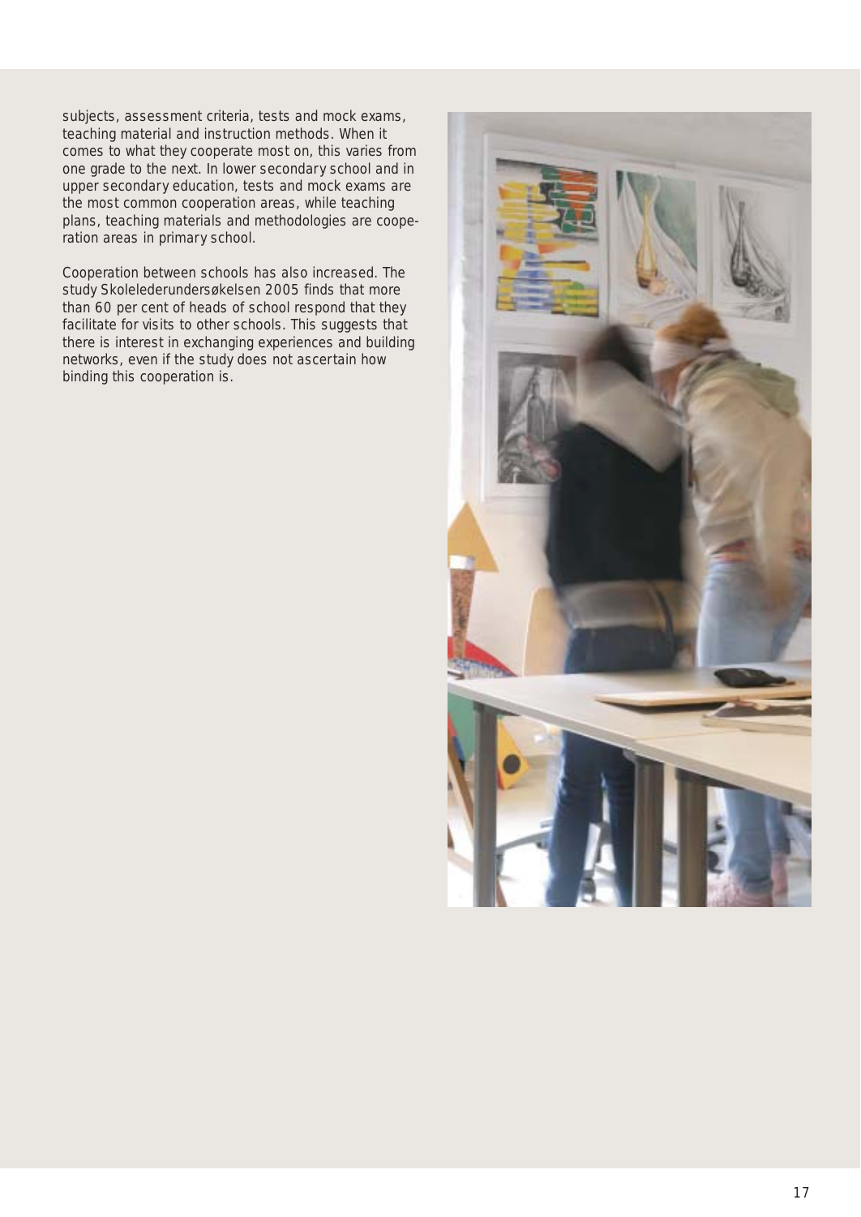subjects, assessment criteria, tests and mock exams, teaching material and instruction methods. When it comes to what they cooperate most on, this varies from one grade to the next. In lower secondary school and in upper secondary education, tests and mock exams are the most common cooperation areas, while teaching plans, teaching materials and methodologies are cooperation areas in primary school.

Cooperation between schools has also increased. The study Skolelederundersøkelsen 2005 finds that more than 60 per cent of heads of school respond that they facilitate for visits to other schools. This suggests that there is interest in exchanging experiences and building networks, even if the study does not ascertain how binding this cooperation is.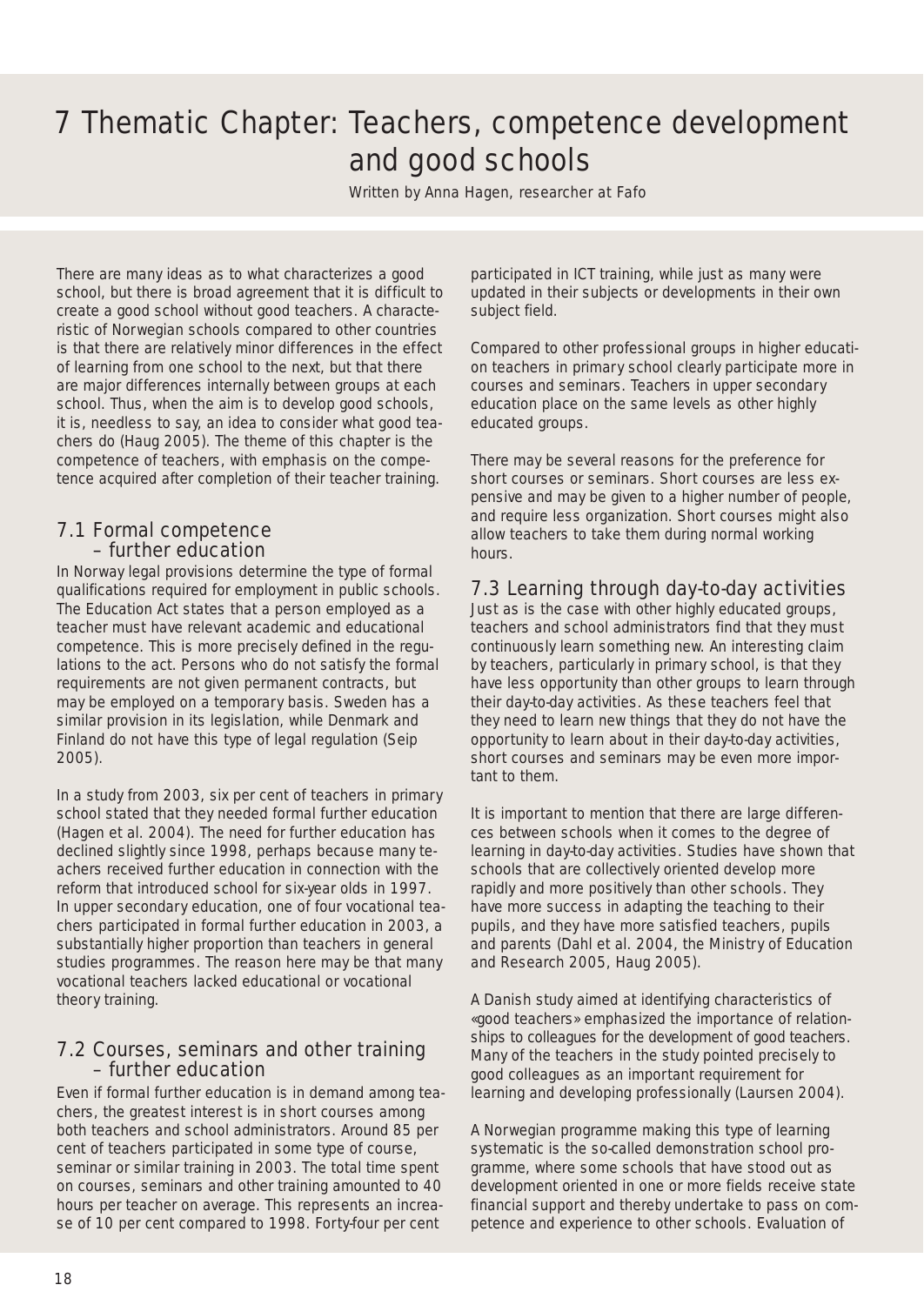# 7 Thematic Chapter: Teachers, competence development and good schools

Written by Anna Hagen, researcher at Fafo

There are many ideas as to what characterizes a good school, but there is broad agreement that it is difficult to create a good school without good teachers. A characteristic of Norwegian schools compared to other countries is that there are relatively minor differences in the effect of learning from one school to the next, but that there are major differences internally between groups at each school. Thus, when the aim is to develop good schools, it is, needless to say, an idea to consider what good teachers do (Haug 2005). The theme of this chapter is the competence of teachers, with emphasis on the competence acquired after completion of their teacher training.

## 7.1 Formal competence – further education

In Norway legal provisions determine the type of formal qualifications required for employment in public schools. The Education Act states that a person employed as a teacher must have relevant academic and educational competence. This is more precisely defined in the regulations to the act. Persons who do not satisfy the formal requirements are not given permanent contracts, but may be employed on a temporary basis. Sweden has a similar provision in its legislation, while Denmark and Finland do not have this type of legal regulation (Seip 2005).

In a study from 2003, six per cent of teachers in primary school stated that they needed formal further education (Hagen et al. 2004). The need for further education has declined slightly since 1998, perhaps because many teachers received further education in connection with the reform that introduced school for six-year olds in 1997. In upper secondary education, one of four vocational teachers participated in formal further education in 2003, a substantially higher proportion than teachers in general studies programmes. The reason here may be that many vocational teachers lacked educational or vocational theory training.

## 7.2 Courses, seminars and other training – further education

Even if formal further education is in demand among teachers, the greatest interest is in short courses among both teachers and school administrators. Around 85 per cent of teachers participated in some type of course, seminar or similar training in 2003. The total time spent on courses, seminars and other training amounted to 40 hours per teacher on average. This represents an increase of 10 per cent compared to 1998. Forty-four per cent participated in ICT training, while just as many were updated in their subjects or developments in their own subject field.

Compared to other professional groups in higher education teachers in primary school clearly participate more in courses and seminars. Teachers in upper secondary education place on the same levels as other highly educated groups.

There may be several reasons for the preference for short courses or seminars. Short courses are less expensive and may be given to a higher number of people, and require less organization. Short courses might also allow teachers to take them during normal working hours.

## 7.3 Learning through day-to-day activities

Just as is the case with other highly educated groups, teachers and school administrators find that they must continuously learn something new. An interesting claim by teachers, particularly in primary school, is that they have less opportunity than other groups to learn through their day-to-day activities. As these teachers feel that they need to learn new things that they do not have the opportunity to learn about in their day-to-day activities, short courses and seminars may be even more important to them.

It is important to mention that there are large differences between schools when it comes to the degree of learning in day-to-day activities. Studies have shown that schools that are collectively oriented develop more rapidly and more positively than other schools. They have more success in adapting the teaching to their pupils, and they have more satisfied teachers, pupils and parents (Dahl et al. 2004, the Ministry of Education and Research 2005, Haug 2005).

A Danish study aimed at identifying characteristics of «good teachers» emphasized the importance of relationships to colleagues for the development of good teachers. Many of the teachers in the study pointed precisely to good colleagues as an important requirement for learning and developing professionally (Laursen 2004).

A Norwegian programme making this type of learning systematic is the so-called demonstration school programme, where some schools that have stood out as development oriented in one or more fields receive state financial support and thereby undertake to pass on competence and experience to other schools. Evaluation of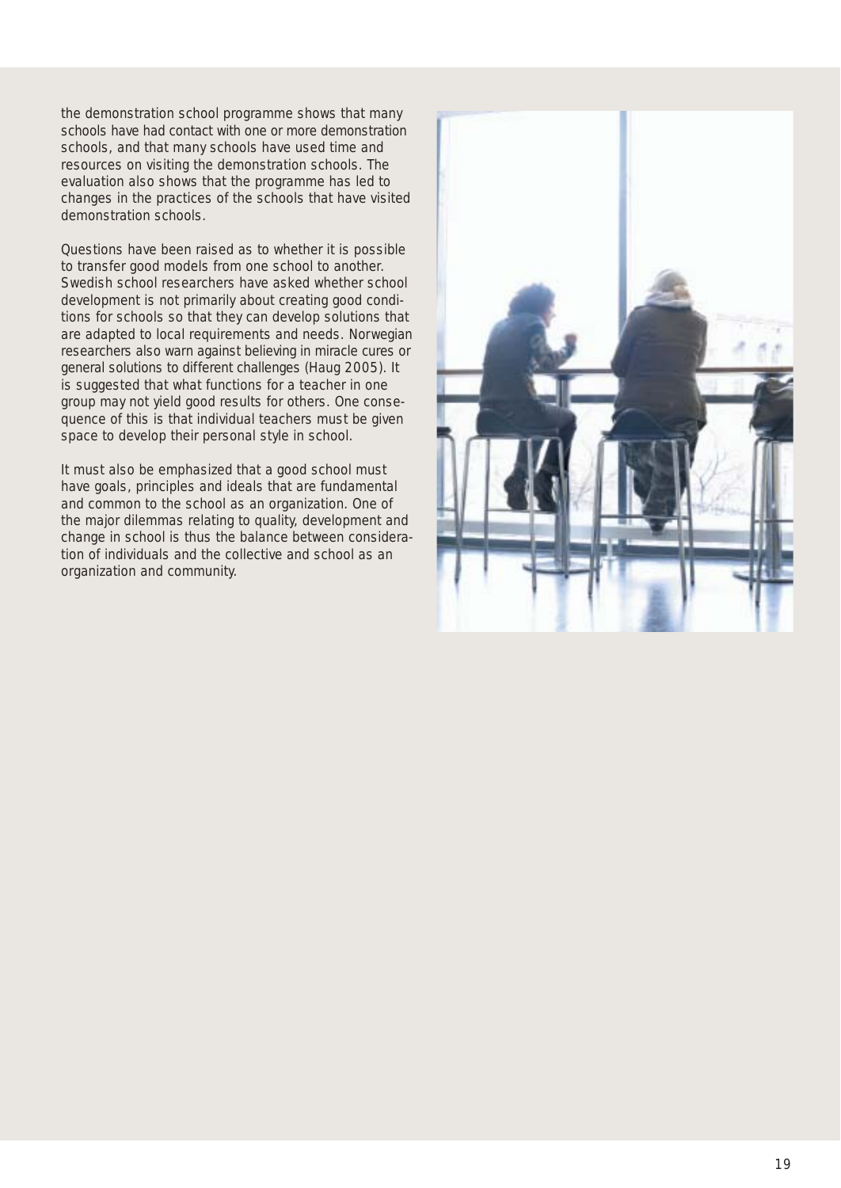the demonstration school programme shows that many schools have had contact with one or more demonstration schools, and that many schools have used time and resources on visiting the demonstration schools. The evaluation also shows that the programme has led to changes in the practices of the schools that have visited demonstration schools.

Questions have been raised as to whether it is possible to transfer good models from one school to another. Swedish school researchers have asked whether school development is not primarily about creating good conditions for schools so that they can develop solutions that are adapted to local requirements and needs. Norwegian researchers also warn against believing in miracle cures or general solutions to different challenges (Haug 2005). It is suggested that what functions for a teacher in one group may not yield good results for others. One consequence of this is that individual teachers must be given space to develop their personal style in school.

It must also be emphasized that a good school must have goals, principles and ideals that are fundamental and common to the school as an organization. One of the major dilemmas relating to quality, development and change in school is thus the balance between consideration of individuals and the collective and school as an organization and community.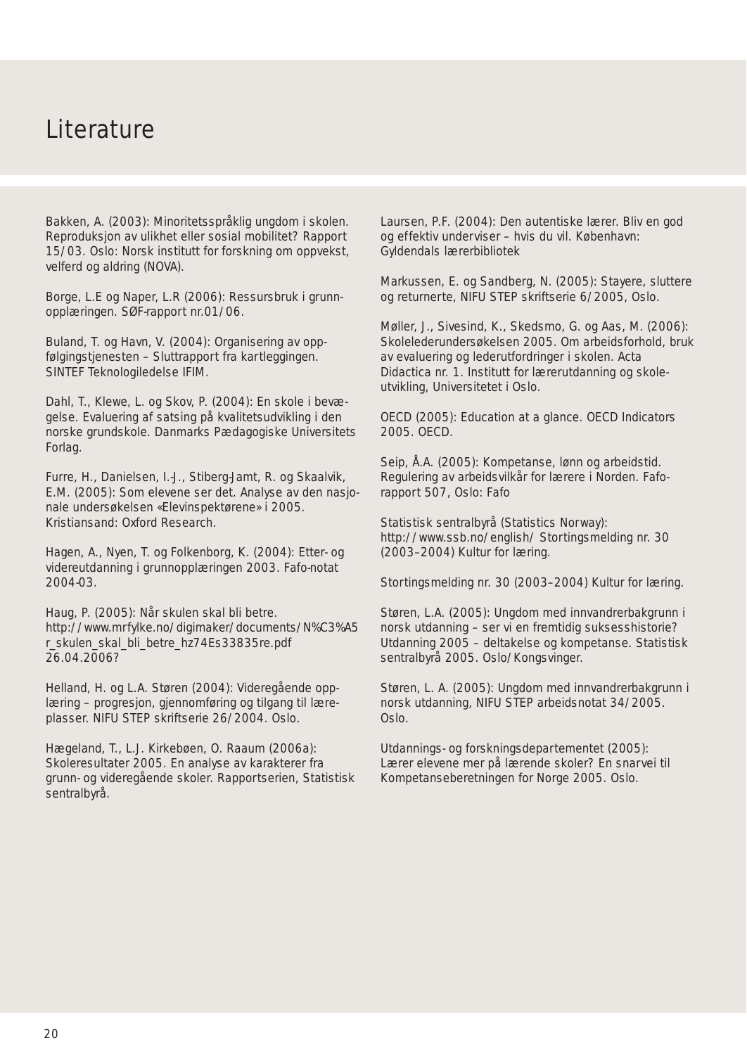# Literature

Bakken, A. (2003): Minoritetsspråklig ungdom i skolen. Reproduksjon av ulikhet eller sosial mobilitet? Rapport 15/03. Oslo: Norsk institutt for forskning om oppvekst, velferd og aldring (NOVA).

Borge, L.E og Naper, L.R (2006): Ressursbruk i grunnopplæringen. SØF-rapport nr.01/06.

Buland, T. og Havn, V. (2004): Organisering av oppfølgingstjenesten – Sluttrapport fra kartleggingen. SINTEF Teknologiledelse IFIM.

Dahl, T., Klewe, L. og Skov, P. (2004): En skole i bevægelse. Evaluering af satsing på kvalitetsudvikling i den norske grundskole. Danmarks Pædagogiske Universitets Forlag.

Furre, H., Danielsen, I.-J., Stiberg-Jamt, R. og Skaalvik, E.M. (2005): Som elevene ser det. Analyse av den nasjonale undersøkelsen «Elevinspektørene» i 2005. Kristiansand: Oxford Research.

Hagen, A., Nyen, T. og Folkenborg, K. (2004): Etter- og videreutdanning i grunnopplæringen 2003. Fafo-notat 2004-03.

Haug, P. (2005): Når skulen skal bli betre. http://www.mrfylke.no/digimaker/documents/N%C3%A5r_skulen_skal_bli_betre_hz74Es33835re.pdf 26.04.2006?

Helland, H. og L.A. Støren (2004): Videregående opplæring – progresjon, gjennomføring og tilgang til læreplasser. NIFU STEP skriftserie 26/2004. Oslo.

Hægeland, T., L.J. Kirkebøen, O. Raaum (2006a): Skoleresultater 2005. En analyse av karakterer fra grunn- og videregående skoler. Rapportserien, Statistisk sentralbyrå.

Laursen, P.F. (2004): Den autentiske lærer. Bliv en god og effektiv underviser – hvis du vil. København: Gyldendals lærerbibliotek

Markussen, E. og Sandberg, N. (2005): Stayere, sluttere og returnerte, NIFU STEP skriftserie 6/2005, Oslo.

Møller, J., Sivesind, K., Skedsmo, G. og Aas, M. (2006): Skolelederundersøkelsen 2005. Om arbeidsforhold, bruk av evaluering og lederutfordringer i skolen. Acta Didactica nr. 1. Institutt for lærerutdanning og skoleutvikling, Universitetet i Oslo.

OECD (2005): Education at a glance. OECD Indicators 2005. OECD.

Seip, Å.A. (2005): Kompetanse, lønn og arbeidstid. Regulering av arbeidsvilkår for lærere i Norden. Fafo-rapport 507, Oslo: Fafo

Statistisk sentralbyrå (Statistics Norway): http://www.ssb.no/english/ Stortingsmelding nr. 30 (2003–2004) Kultur for læring.

Stortingsmelding nr. 30 (2003–2004) Kultur for læring.

Støren, L.A. (2005): Ungdom med innvandrerbakgrunn i norsk utdanning – ser vi en fremtidig suksesshistorie? Utdanning 2005 – deltakelse og kompetanse. Statistisk sentralbyrå 2005. Oslo/Kongsvinger.

Støren, L. A. (2005): Ungdom med innvandrerbakgrunn i norsk utdanning, NIFU STEP arbeidsnotat 34/2005. Oslo.

Utdannings- og forskningsdepartementet (2005): Lærer elevene mer på lærende skoler? En snarvei til Kompetanseberetningen for Norge 2005. Oslo.